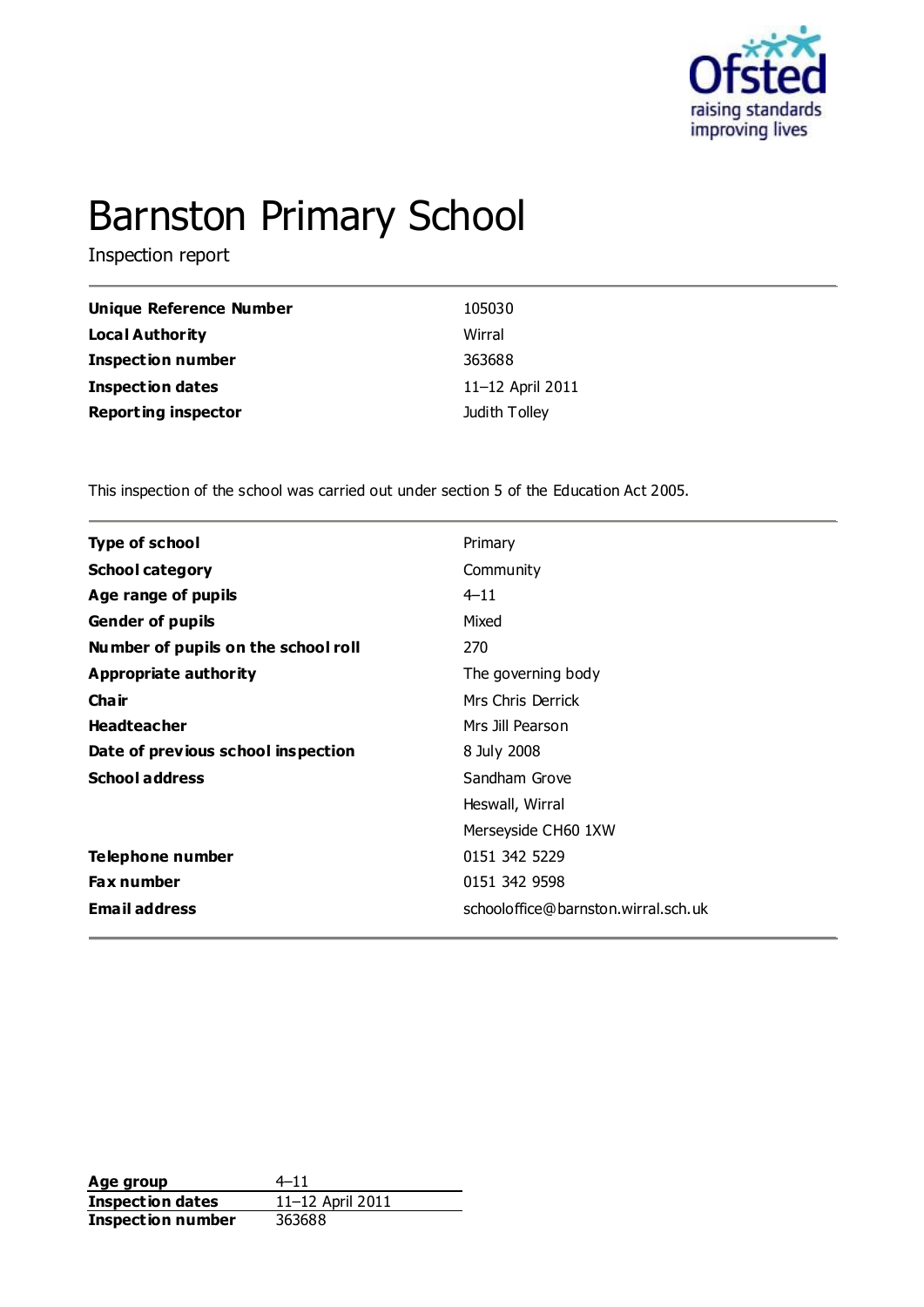# Barnston Primary School

Inspection report

| | |
|---|---|
| **Unique Reference Number** | 105030 |
| **Local Authority** | Wirral |
| **Inspection number** | 363688 |
| **Inspection dates** | 11–12 April 2011 |
| **Reporting inspector** | Judith Tolley |

This inspection of the school was carried out under section 5 of the Education Act 2005.

| | |
|---|---|
| **Type of school** | Primary |
| **School category** | Community |
| **Age range of pupils** | 4–11 |
| **Gender of pupils** | Mixed |
| **Number of pupils on the school roll** | 270 |
| **Appropriate authority** | The governing body |
| **Chair** | Mrs Chris Derrick |
| **Headteacher** | Mrs Jill Pearson |
| **Date of previous school inspection** | 8 July 2008 |
| **School address** | Sandham Grove<br>Heswall, Wirral<br>Merseyside CH60 1XW |
| **Telephone number** | 0151 342 5229 |
| **Fax number** | 0151 342 9598 |
| **Email address** | schooloffice@barnston.wirral.sch.uk |

| | |
|---|---|
| **Age group** | 4–11 |
| **Inspection dates** | 11–12 April 2011 |
| **Inspection number** | 363688 |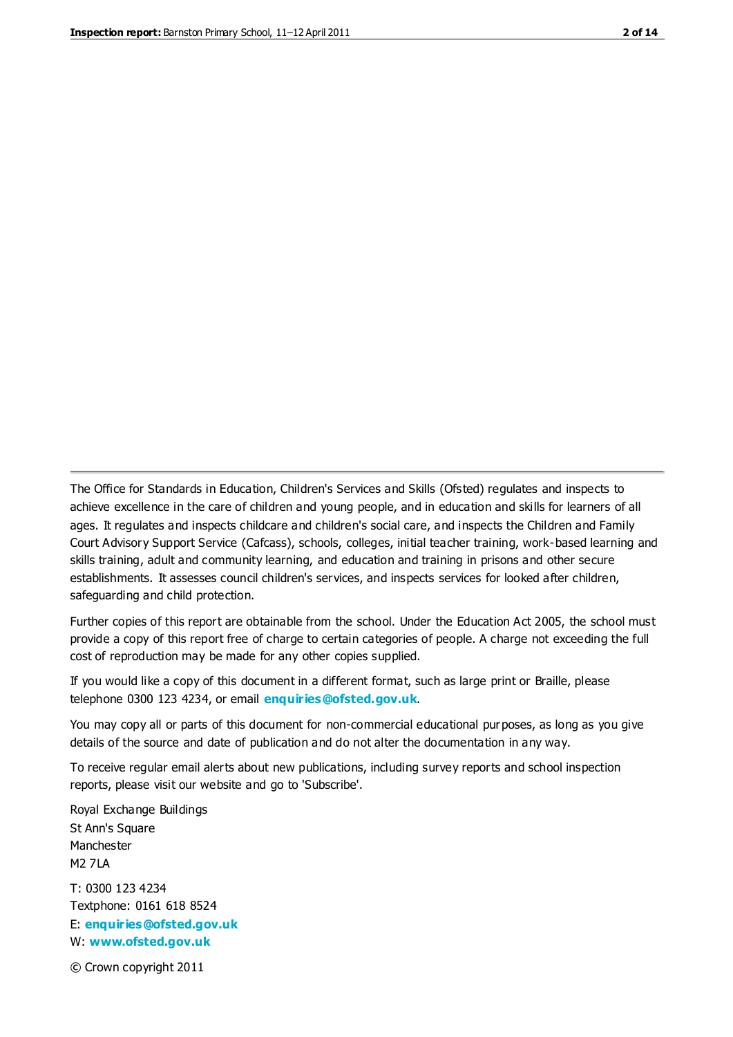The Office for Standards in Education, Children's Services and Skills (Ofsted) regulates and inspects to achieve excellence in the care of children and young people, and in education and skills for learners of all ages. It regulates and inspects childcare and children's social care, and inspects the Children and Family Court Advisory Support Service (Cafcass), schools, colleges, initial teacher training, work-based learning and skills training, adult and community learning, and education and training in prisons and other secure establishments. It assesses council children's services, and inspects services for looked after children, safeguarding and child protection.

Further copies of this report are obtainable from the school. Under the Education Act 2005, the school must provide a copy of this report free of charge to certain categories of people. A charge not exceeding the full cost of reproduction may be made for any other copies supplied.

If you would like a copy of this document in a different format, such as large print or Braille, please telephone 0300 123 4234, or email **enquiries@ofsted.gov.uk**.

You may copy all or parts of this document for non-commercial educational purposes, as long as you give details of the source and date of publication and do not alter the documentation in any way.

To receive regular email alerts about new publications, including survey reports and school inspection reports, please visit our website and go to 'Subscribe'.

Royal Exchange Buildings
St Ann's Square
Manchester
M2 7LA

T: 0300 123 4234
Textphone: 0161 618 8524
E: **enquiries@ofsted.gov.uk**
W: **www.ofsted.gov.uk**

© Crown copyright 2011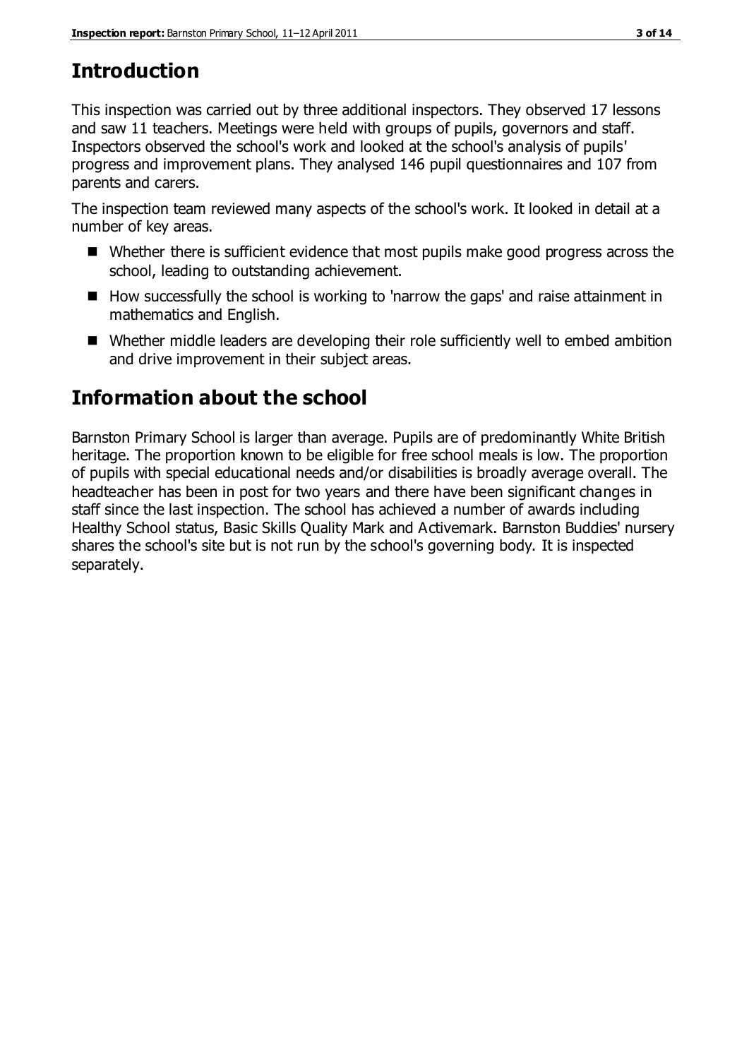## Introduction

This inspection was carried out by three additional inspectors. They observed 17 lessons and saw 11 teachers. Meetings were held with groups of pupils, governors and staff. Inspectors observed the school's work and looked at the school's analysis of pupils' progress and improvement plans. They analysed 146 pupil questionnaires and 107 from parents and carers.

The inspection team reviewed many aspects of the school's work. It looked in detail at a number of key areas.

- Whether there is sufficient evidence that most pupils make good progress across the school, leading to outstanding achievement.
- How successfully the school is working to 'narrow the gaps' and raise attainment in mathematics and English.
- Whether middle leaders are developing their role sufficiently well to embed ambition and drive improvement in their subject areas.

## Information about the school

Barnston Primary School is larger than average. Pupils are of predominantly White British heritage. The proportion known to be eligible for free school meals is low. The proportion of pupils with special educational needs and/or disabilities is broadly average overall. The headteacher has been in post for two years and there have been significant changes in staff since the last inspection. The school has achieved a number of awards including Healthy School status, Basic Skills Quality Mark and Activemark. Barnston Buddies' nursery shares the school's site but is not run by the school's governing body. It is inspected separately.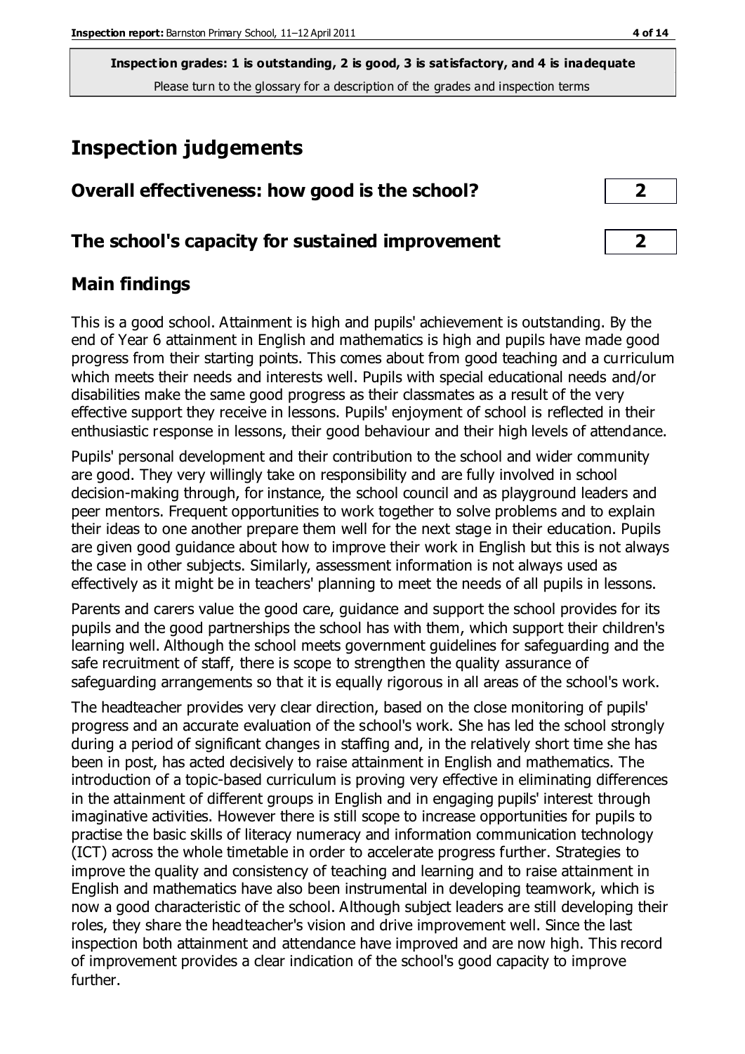**Inspection grades: 1 is outstanding, 2 is good, 3 is satisfactory, and 4 is inadequate**
Please turn to the glossary for a description of the grades and inspection terms

# Inspection judgements

## Overall effectiveness: how good is the school? **2**

## The school's capacity for sustained improvement **2**

## Main findings

This is a good school. Attainment is high and pupils' achievement is outstanding. By the end of Year 6 attainment in English and mathematics is high and pupils have made good progress from their starting points. This comes about from good teaching and a curriculum which meets their needs and interests well. Pupils with special educational needs and/or disabilities make the same good progress as their classmates as a result of the very effective support they receive in lessons. Pupils' enjoyment of school is reflected in their enthusiastic response in lessons, their good behaviour and their high levels of attendance.

Pupils' personal development and their contribution to the school and wider community are good. They very willingly take on responsibility and are fully involved in school decision-making through, for instance, the school council and as playground leaders and peer mentors. Frequent opportunities to work together to solve problems and to explain their ideas to one another prepare them well for the next stage in their education. Pupils are given good guidance about how to improve their work in English but this is not always the case in other subjects. Similarly, assessment information is not always used as effectively as it might be in teachers' planning to meet the needs of all pupils in lessons.

Parents and carers value the good care, guidance and support the school provides for its pupils and the good partnerships the school has with them, which support their children's learning well. Although the school meets government guidelines for safeguarding and the safe recruitment of staff, there is scope to strengthen the quality assurance of safeguarding arrangements so that it is equally rigorous in all areas of the school's work.

The headteacher provides very clear direction, based on the close monitoring of pupils' progress and an accurate evaluation of the school's work. She has led the school strongly during a period of significant changes in staffing and, in the relatively short time she has been in post, has acted decisively to raise attainment in English and mathematics. The introduction of a topic-based curriculum is proving very effective in eliminating differences in the attainment of different groups in English and in engaging pupils' interest through imaginative activities. However there is still scope to increase opportunities for pupils to practise the basic skills of literacy numeracy and information communication technology (ICT) across the whole timetable in order to accelerate progress further. Strategies to improve the quality and consistency of teaching and learning and to raise attainment in English and mathematics have also been instrumental in developing teamwork, which is now a good characteristic of the school. Although subject leaders are still developing their roles, they share the headteacher's vision and drive improvement well. Since the last inspection both attainment and attendance have improved and are now high. This record of improvement provides a clear indication of the school's good capacity to improve further.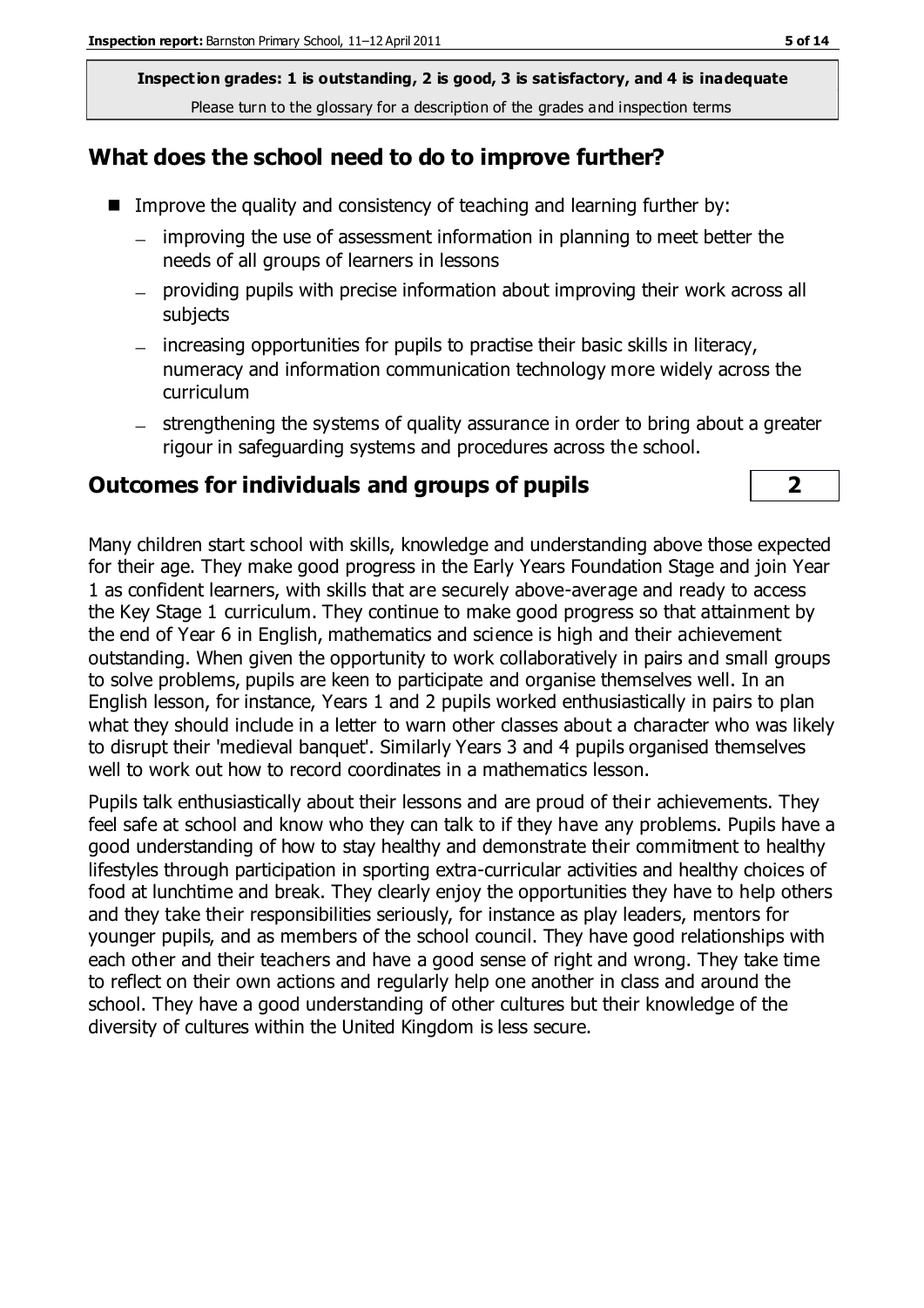**Inspection grades: 1 is outstanding, 2 is good, 3 is satisfactory, and 4 is inadequate**
Please turn to the glossary for a description of the grades and inspection terms

## What does the school need to do to improve further?

- Improve the quality and consistency of teaching and learning further by:
  - improving the use of assessment information in planning to meet better the needs of all groups of learners in lessons
  - providing pupils with precise information about improving their work across all subjects
  - increasing opportunities for pupils to practise their basic skills in literacy, numeracy and information communication technology more widely across the curriculum
  - strengthening the systems of quality assurance in order to bring about a greater rigour in safeguarding systems and procedures across the school.

## Outcomes for individuals and groups of pupils — 2

Many children start school with skills, knowledge and understanding above those expected for their age. They make good progress in the Early Years Foundation Stage and join Year 1 as confident learners, with skills that are securely above-average and ready to access the Key Stage 1 curriculum. They continue to make good progress so that attainment by the end of Year 6 in English, mathematics and science is high and their achievement outstanding. When given the opportunity to work collaboratively in pairs and small groups to solve problems, pupils are keen to participate and organise themselves well. In an English lesson, for instance, Years 1 and 2 pupils worked enthusiastically in pairs to plan what they should include in a letter to warn other classes about a character who was likely to disrupt their 'medieval banquet'. Similarly Years 3 and 4 pupils organised themselves well to work out how to record coordinates in a mathematics lesson.

Pupils talk enthusiastically about their lessons and are proud of their achievements. They feel safe at school and know who they can talk to if they have any problems. Pupils have a good understanding of how to stay healthy and demonstrate their commitment to healthy lifestyles through participation in sporting extra-curricular activities and healthy choices of food at lunchtime and break. They clearly enjoy the opportunities they have to help others and they take their responsibilities seriously, for instance as play leaders, mentors for younger pupils, and as members of the school council. They have good relationships with each other and their teachers and have a good sense of right and wrong. They take time to reflect on their own actions and regularly help one another in class and around the school. They have a good understanding of other cultures but their knowledge of the diversity of cultures within the United Kingdom is less secure.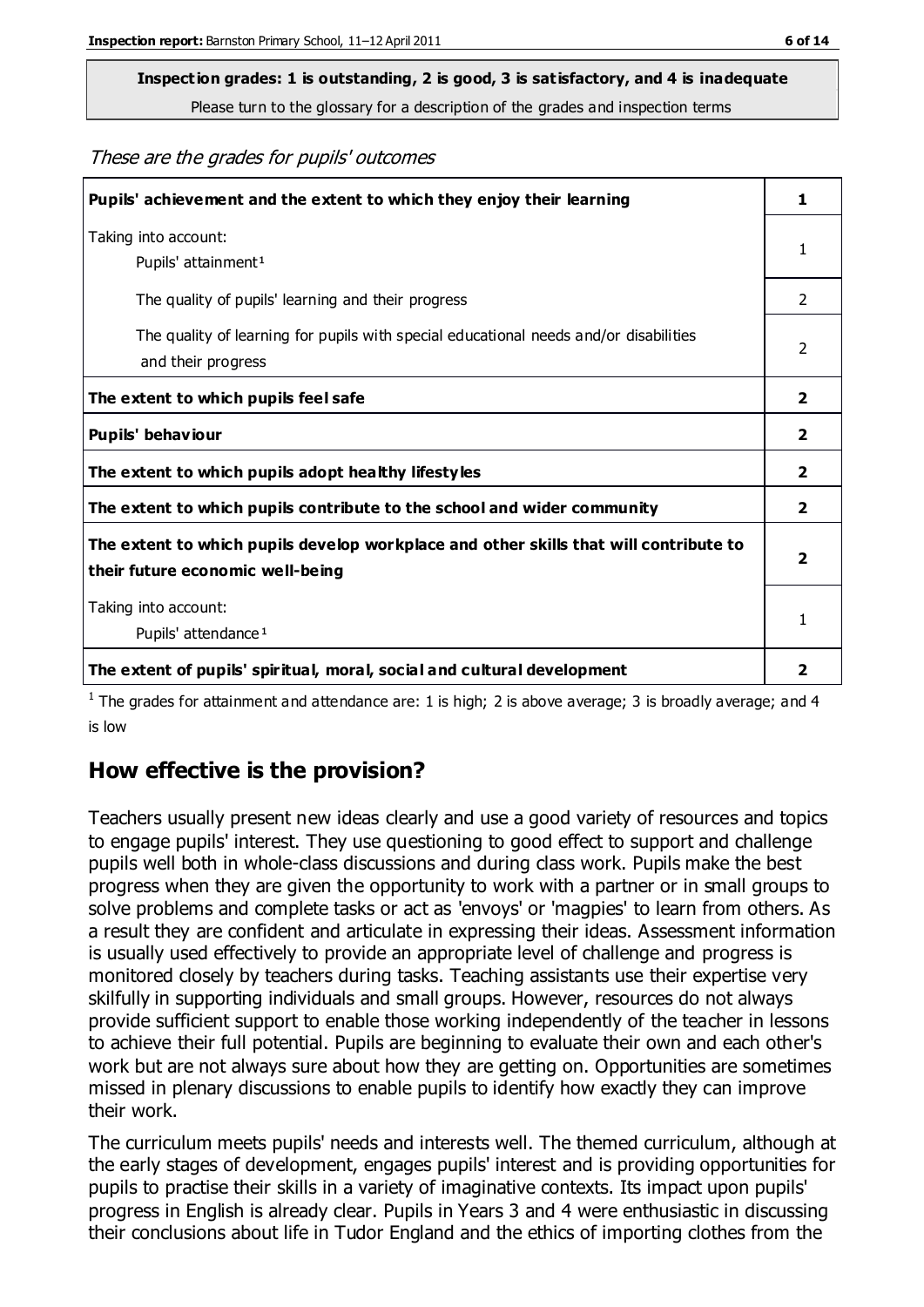**Inspection grades: 1 is outstanding, 2 is good, 3 is satisfactory, and 4 is inadequate**

Please turn to the glossary for a description of the grades and inspection terms

*These are the grades for pupils' outcomes*

| **Pupils' achievement and the extent to which they enjoy their learning** | **1** |
|---|---|
| Taking into account: Pupils' attainment[1] | 1 |
| The quality of pupils' learning and their progress | 2 |
| The quality of learning for pupils with special educational needs and/or disabilities and their progress | 2 |
| **The extent to which pupils feel safe** | **2** |
| **Pupils' behaviour** | **2** |
| **The extent to which pupils adopt healthy lifestyles** | **2** |
| **The extent to which pupils contribute to the school and wider community** | **2** |
| **The extent to which pupils develop workplace and other skills that will contribute to their future economic well-being** | **2** |
| Taking into account: Pupils' attendance[1] | 1 |
| **The extent of pupils' spiritual, moral, social and cultural development** | **2** |

[1] The grades for attainment and attendance are: 1 is high; 2 is above average; 3 is broadly average; and 4 is low

## How effective is the provision?

Teachers usually present new ideas clearly and use a good variety of resources and topics to engage pupils' interest. They use questioning to good effect to support and challenge pupils well both in whole-class discussions and during class work. Pupils make the best progress when they are given the opportunity to work with a partner or in small groups to solve problems and complete tasks or act as 'envoys' or 'magpies' to learn from others. As a result they are confident and articulate in expressing their ideas. Assessment information is usually used effectively to provide an appropriate level of challenge and progress is monitored closely by teachers during tasks. Teaching assistants use their expertise very skilfully in supporting individuals and small groups. However, resources do not always provide sufficient support to enable those working independently of the teacher in lessons to achieve their full potential. Pupils are beginning to evaluate their own and each other's work but are not always sure about how they are getting on. Opportunities are sometimes missed in plenary discussions to enable pupils to identify how exactly they can improve their work.

The curriculum meets pupils' needs and interests well. The themed curriculum, although at the early stages of development, engages pupils' interest and is providing opportunities for pupils to practise their skills in a variety of imaginative contexts. Its impact upon pupils' progress in English is already clear. Pupils in Years 3 and 4 were enthusiastic in discussing their conclusions about life in Tudor England and the ethics of importing clothes from the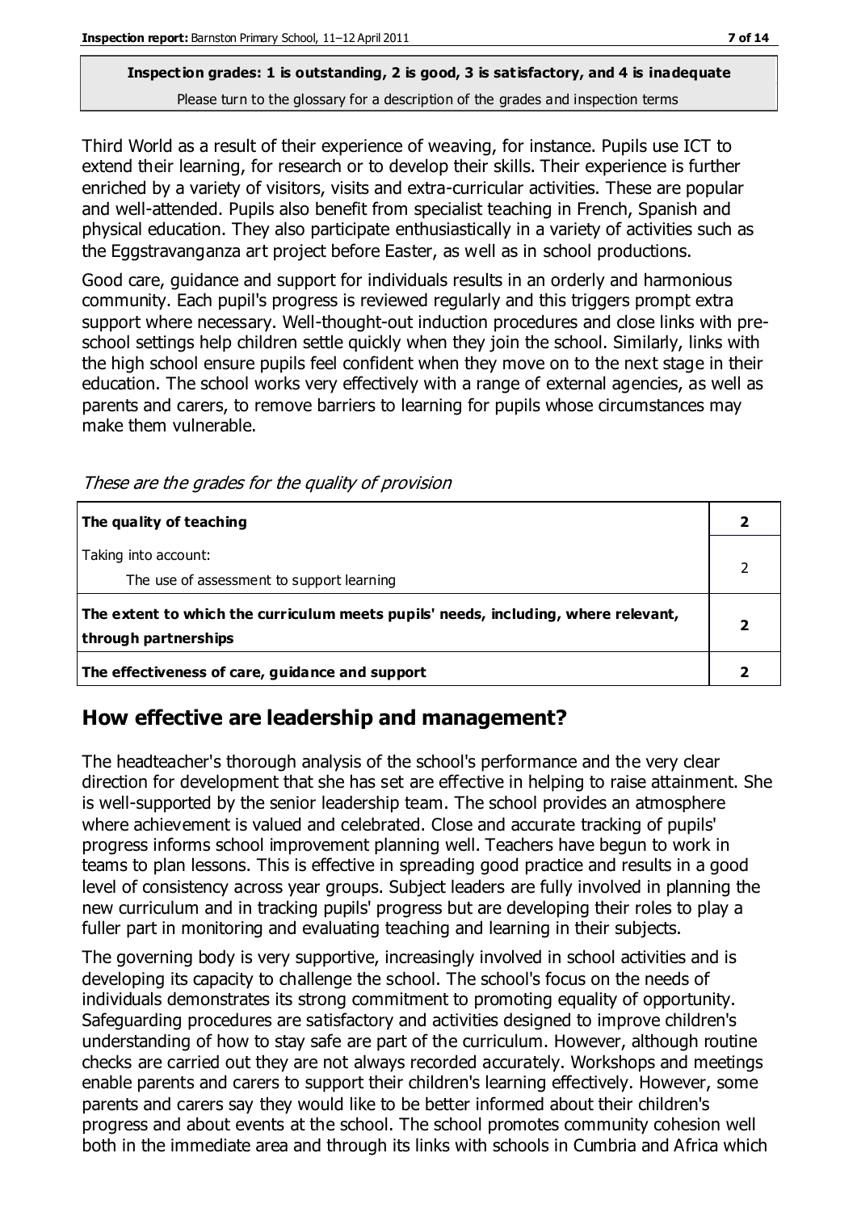**Inspection grades: 1 is outstanding, 2 is good, 3 is satisfactory, and 4 is inadequate**
Please turn to the glossary for a description of the grades and inspection terms

Third World as a result of their experience of weaving, for instance. Pupils use ICT to extend their learning, for research or to develop their skills. Their experience is further enriched by a variety of visitors, visits and extra-curricular activities. These are popular and well-attended. Pupils also benefit from specialist teaching in French, Spanish and physical education. They also participate enthusiastically in a variety of activities such as the Eggstravanganza art project before Easter, as well as in school productions.

Good care, guidance and support for individuals results in an orderly and harmonious community. Each pupil's progress is reviewed regularly and this triggers prompt extra support where necessary. Well-thought-out induction procedures and close links with pre-school settings help children settle quickly when they join the school. Similarly, links with the high school ensure pupils feel confident when they move on to the next stage in their education. The school works very effectively with a range of external agencies, as well as parents and carers, to remove barriers to learning for pupils whose circumstances may make them vulnerable.

*These are the grades for the quality of provision*

| | |
|---|---|
| **The quality of teaching** | **2** |
| Taking into account:<br>The use of assessment to support learning | 2 |
| **The extent to which the curriculum meets pupils' needs, including, where relevant, through partnerships** | **2** |
| **The effectiveness of care, guidance and support** | **2** |

## How effective are leadership and management?

The headteacher's thorough analysis of the school's performance and the very clear direction for development that she has set are effective in helping to raise attainment. She is well-supported by the senior leadership team. The school provides an atmosphere where achievement is valued and celebrated. Close and accurate tracking of pupils' progress informs school improvement planning well. Teachers have begun to work in teams to plan lessons. This is effective in spreading good practice and results in a good level of consistency across year groups. Subject leaders are fully involved in planning the new curriculum and in tracking pupils' progress but are developing their roles to play a fuller part in monitoring and evaluating teaching and learning in their subjects.

The governing body is very supportive, increasingly involved in school activities and is developing its capacity to challenge the school. The school's focus on the needs of individuals demonstrates its strong commitment to promoting equality of opportunity. Safeguarding procedures are satisfactory and activities designed to improve children's understanding of how to stay safe are part of the curriculum. However, although routine checks are carried out they are not always recorded accurately. Workshops and meetings enable parents and carers to support their children's learning effectively. However, some parents and carers say they would like to be better informed about their children's progress and about events at the school. The school promotes community cohesion well both in the immediate area and through its links with schools in Cumbria and Africa which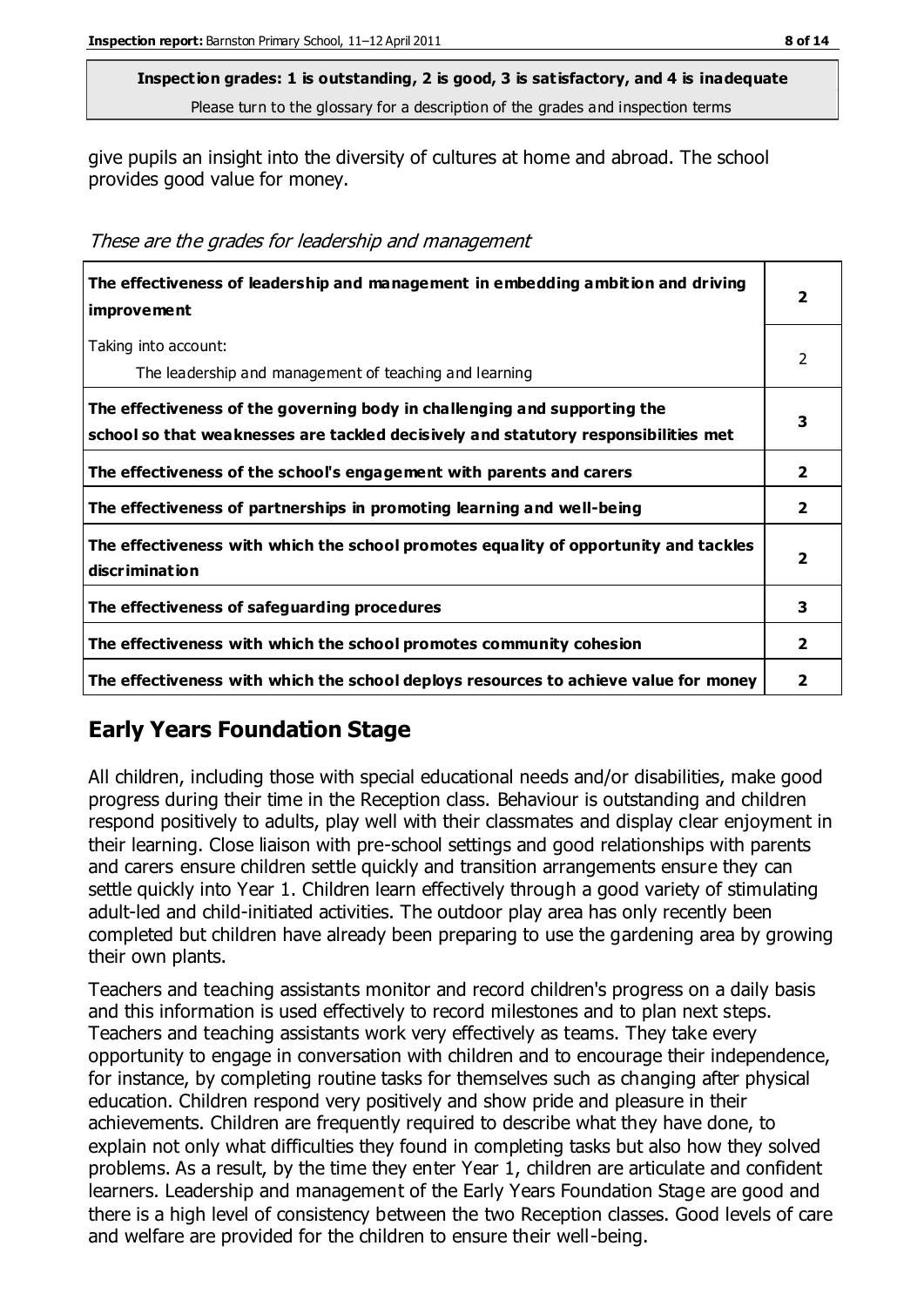**Inspection grades: 1 is outstanding, 2 is good, 3 is satisfactory, and 4 is inadequate**
Please turn to the glossary for a description of the grades and inspection terms

give pupils an insight into the diversity of cultures at home and abroad. The school provides good value for money.

*These are the grades for leadership and management*

| | |
|---|---|
| **The effectiveness of leadership and management in embedding ambition and driving improvement** | **2** |
| Taking into account:<br>The leadership and management of teaching and learning | 2 |
| **The effectiveness of the governing body in challenging and supporting the school so that weaknesses are tackled decisively and statutory responsibilities met** | **3** |
| **The effectiveness of the school's engagement with parents and carers** | **2** |
| **The effectiveness of partnerships in promoting learning and well-being** | **2** |
| **The effectiveness with which the school promotes equality of opportunity and tackles discrimination** | **2** |
| **The effectiveness of safeguarding procedures** | **3** |
| **The effectiveness with which the school promotes community cohesion** | **2** |
| **The effectiveness with which the school deploys resources to achieve value for money** | **2** |

## Early Years Foundation Stage

All children, including those with special educational needs and/or disabilities, make good progress during their time in the Reception class. Behaviour is outstanding and children respond positively to adults, play well with their classmates and display clear enjoyment in their learning. Close liaison with pre-school settings and good relationships with parents and carers ensure children settle quickly and transition arrangements ensure they can settle quickly into Year 1. Children learn effectively through a good variety of stimulating adult-led and child-initiated activities. The outdoor play area has only recently been completed but children have already been preparing to use the gardening area by growing their own plants.

Teachers and teaching assistants monitor and record children's progress on a daily basis and this information is used effectively to record milestones and to plan next steps. Teachers and teaching assistants work very effectively as teams. They take every opportunity to engage in conversation with children and to encourage their independence, for instance, by completing routine tasks for themselves such as changing after physical education. Children respond very positively and show pride and pleasure in their achievements. Children are frequently required to describe what they have done, to explain not only what difficulties they found in completing tasks but also how they solved problems. As a result, by the time they enter Year 1, children are articulate and confident learners. Leadership and management of the Early Years Foundation Stage are good and there is a high level of consistency between the two Reception classes. Good levels of care and welfare are provided for the children to ensure their well-being.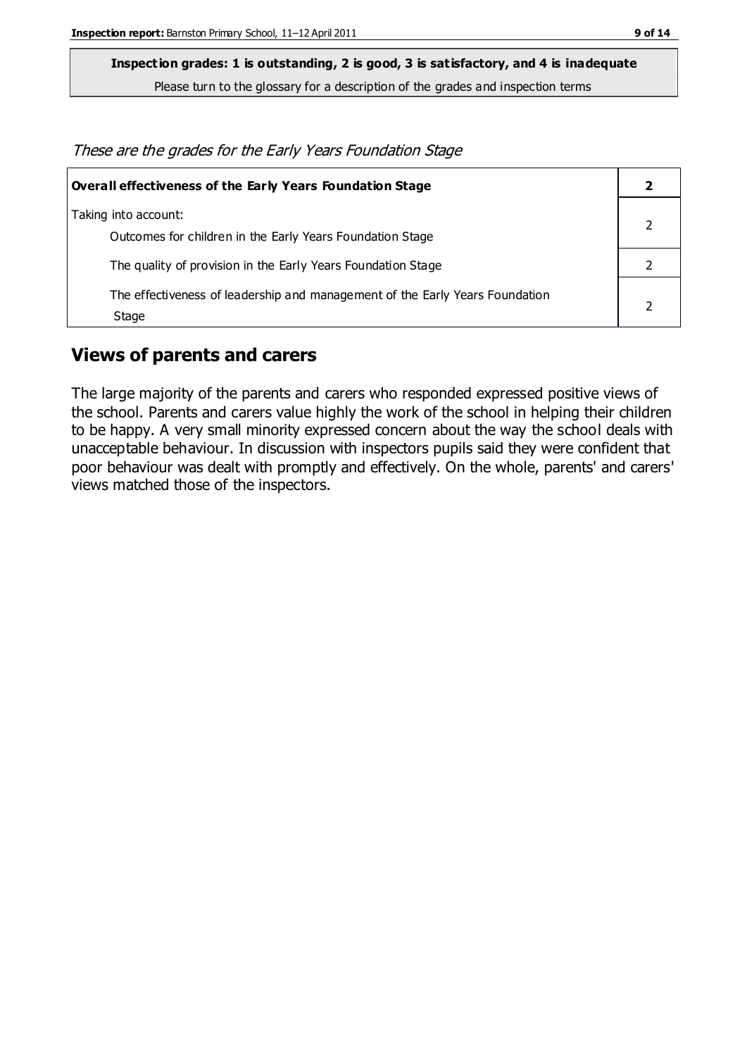**Inspection grades: 1 is outstanding, 2 is good, 3 is satisfactory, and 4 is inadequate**

Please turn to the glossary for a description of the grades and inspection terms

*These are the grades for the Early Years Foundation Stage*

| **Overall effectiveness of the Early Years Foundation Stage** | **2** |
|---|---|
| Taking into account:<br>Outcomes for children in the Early Years Foundation Stage | 2 |
| The quality of provision in the Early Years Foundation Stage | 2 |
| The effectiveness of leadership and management of the Early Years Foundation Stage | 2 |

## Views of parents and carers

The large majority of the parents and carers who responded expressed positive views of the school. Parents and carers value highly the work of the school in helping their children to be happy. A very small minority expressed concern about the way the school deals with unacceptable behaviour. In discussion with inspectors pupils said they were confident that poor behaviour was dealt with promptly and effectively. On the whole, parents' and carers' views matched those of the inspectors.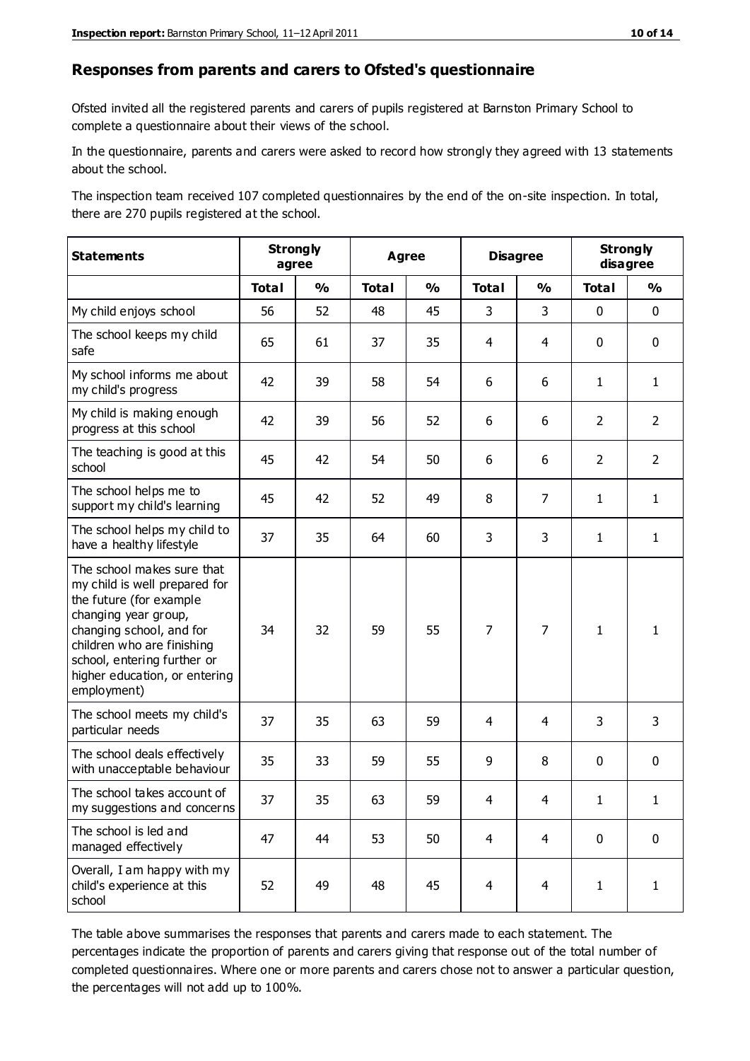## Responses from parents and carers to Ofsted's questionnaire

Ofsted invited all the registered parents and carers of pupils registered at Barnston Primary School to complete a questionnaire about their views of the school.

In the questionnaire, parents and carers were asked to record how strongly they agreed with 13 statements about the school.

The inspection team received 107 completed questionnaires by the end of the on-site inspection. In total, there are 270 pupils registered at the school.

| Statements | Strongly agree | | Agree | | Disagree | | Strongly disagree | |
|---|---|---|---|---|---|---|---|---|
| | Total | % | Total | % | Total | % | Total | % |
| My child enjoys school | 56 | 52 | 48 | 45 | 3 | 3 | 0 | 0 |
| The school keeps my child safe | 65 | 61 | 37 | 35 | 4 | 4 | 0 | 0 |
| My school informs me about my child's progress | 42 | 39 | 58 | 54 | 6 | 6 | 1 | 1 |
| My child is making enough progress at this school | 42 | 39 | 56 | 52 | 6 | 6 | 2 | 2 |
| The teaching is good at this school | 45 | 42 | 54 | 50 | 6 | 6 | 2 | 2 |
| The school helps me to support my child's learning | 45 | 42 | 52 | 49 | 8 | 7 | 1 | 1 |
| The school helps my child to have a healthy lifestyle | 37 | 35 | 64 | 60 | 3 | 3 | 1 | 1 |
| The school makes sure that my child is well prepared for the future (for example changing year group, changing school, and for children who are finishing school, entering further or higher education, or entering employment) | 34 | 32 | 59 | 55 | 7 | 7 | 1 | 1 |
| The school meets my child's particular needs | 37 | 35 | 63 | 59 | 4 | 4 | 3 | 3 |
| The school deals effectively with unacceptable behaviour | 35 | 33 | 59 | 55 | 9 | 8 | 0 | 0 |
| The school takes account of my suggestions and concerns | 37 | 35 | 63 | 59 | 4 | 4 | 1 | 1 |
| The school is led and managed effectively | 47 | 44 | 53 | 50 | 4 | 4 | 0 | 0 |
| Overall, I am happy with my child's experience at this school | 52 | 49 | 48 | 45 | 4 | 4 | 1 | 1 |

The table above summarises the responses that parents and carers made to each statement. The percentages indicate the proportion of parents and carers giving that response out of the total number of completed questionnaires. Where one or more parents and carers chose not to answer a particular question, the percentages will not add up to 100%.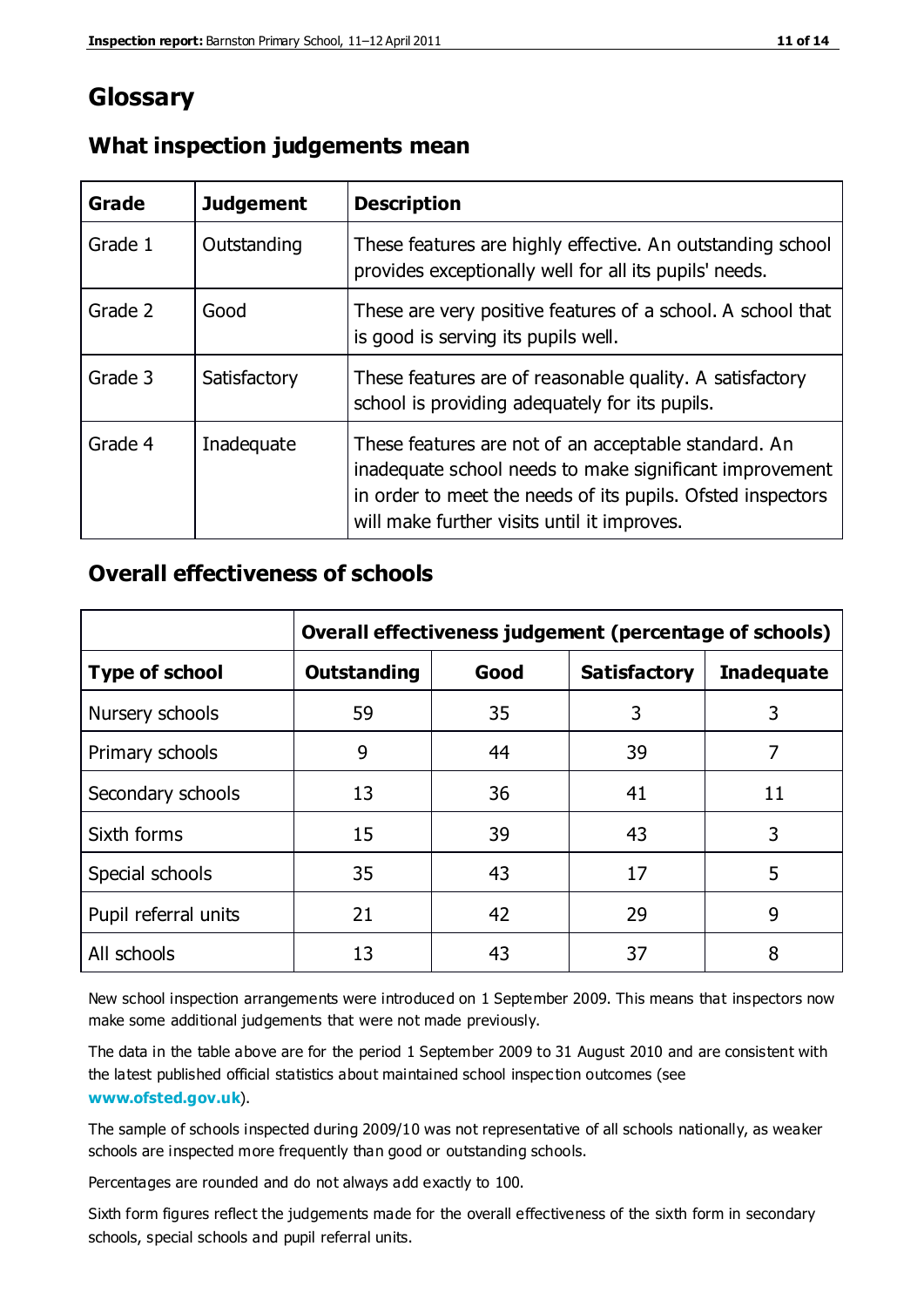# Glossary

## What inspection judgements mean

| Grade | Judgement | Description |
|---|---|---|
| Grade 1 | Outstanding | These features are highly effective. An outstanding school provides exceptionally well for all its pupils' needs. |
| Grade 2 | Good | These are very positive features of a school. A school that is good is serving its pupils well. |
| Grade 3 | Satisfactory | These features are of reasonable quality. A satisfactory school is providing adequately for its pupils. |
| Grade 4 | Inadequate | These features are not of an acceptable standard. An inadequate school needs to make significant improvement in order to meet the needs of its pupils. Ofsted inspectors will make further visits until it improves. |

## Overall effectiveness of schools

| | Overall effectiveness judgement (percentage of schools) | | | |
|---|---|---|---|---|
| **Type of school** | **Outstanding** | **Good** | **Satisfactory** | **Inadequate** |
| Nursery schools | 59 | 35 | 3 | 3 |
| Primary schools | 9 | 44 | 39 | 7 |
| Secondary schools | 13 | 36 | 41 | 11 |
| Sixth forms | 15 | 39 | 43 | 3 |
| Special schools | 35 | 43 | 17 | 5 |
| Pupil referral units | 21 | 42 | 29 | 9 |
| All schools | 13 | 43 | 37 | 8 |

New school inspection arrangements were introduced on 1 September 2009. This means that inspectors now make some additional judgements that were not made previously.

The data in the table above are for the period 1 September 2009 to 31 August 2010 and are consistent with the latest published official statistics about maintained school inspection outcomes (see **www.ofsted.gov.uk**).

The sample of schools inspected during 2009/10 was not representative of all schools nationally, as weaker schools are inspected more frequently than good or outstanding schools.

Percentages are rounded and do not always add exactly to 100.

Sixth form figures reflect the judgements made for the overall effectiveness of the sixth form in secondary schools, special schools and pupil referral units.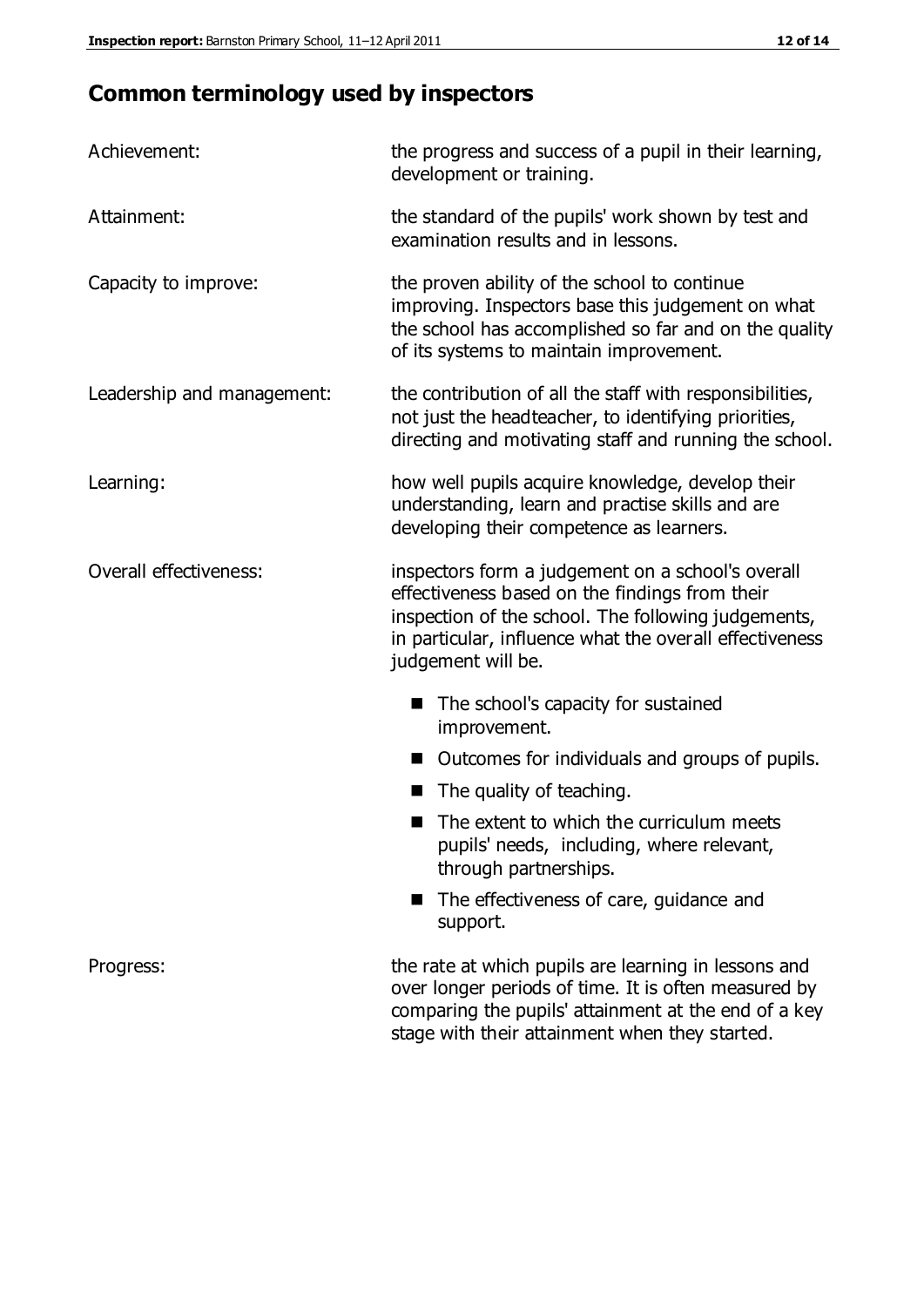## Common terminology used by inspectors

**Achievement:** the progress and success of a pupil in their learning, development or training.

**Attainment:** the standard of the pupils' work shown by test and examination results and in lessons.

**Capacity to improve:** the proven ability of the school to continue improving. Inspectors base this judgement on what the school has accomplished so far and on the quality of its systems to maintain improvement.

**Leadership and management:** the contribution of all the staff with responsibilities, not just the headteacher, to identifying priorities, directing and motivating staff and running the school.

**Learning:** how well pupils acquire knowledge, develop their understanding, learn and practise skills and are developing their competence as learners.

**Overall effectiveness:** inspectors form a judgement on a school's overall effectiveness based on the findings from their inspection of the school. The following judgements, in particular, influence what the overall effectiveness judgement will be.

- The school's capacity for sustained improvement.
- Outcomes for individuals and groups of pupils.
- The quality of teaching.
- The extent to which the curriculum meets pupils' needs, including, where relevant, through partnerships.
- The effectiveness of care, guidance and support.

**Progress:** the rate at which pupils are learning in lessons and over longer periods of time. It is often measured by comparing the pupils' attainment at the end of a key stage with their attainment when they started.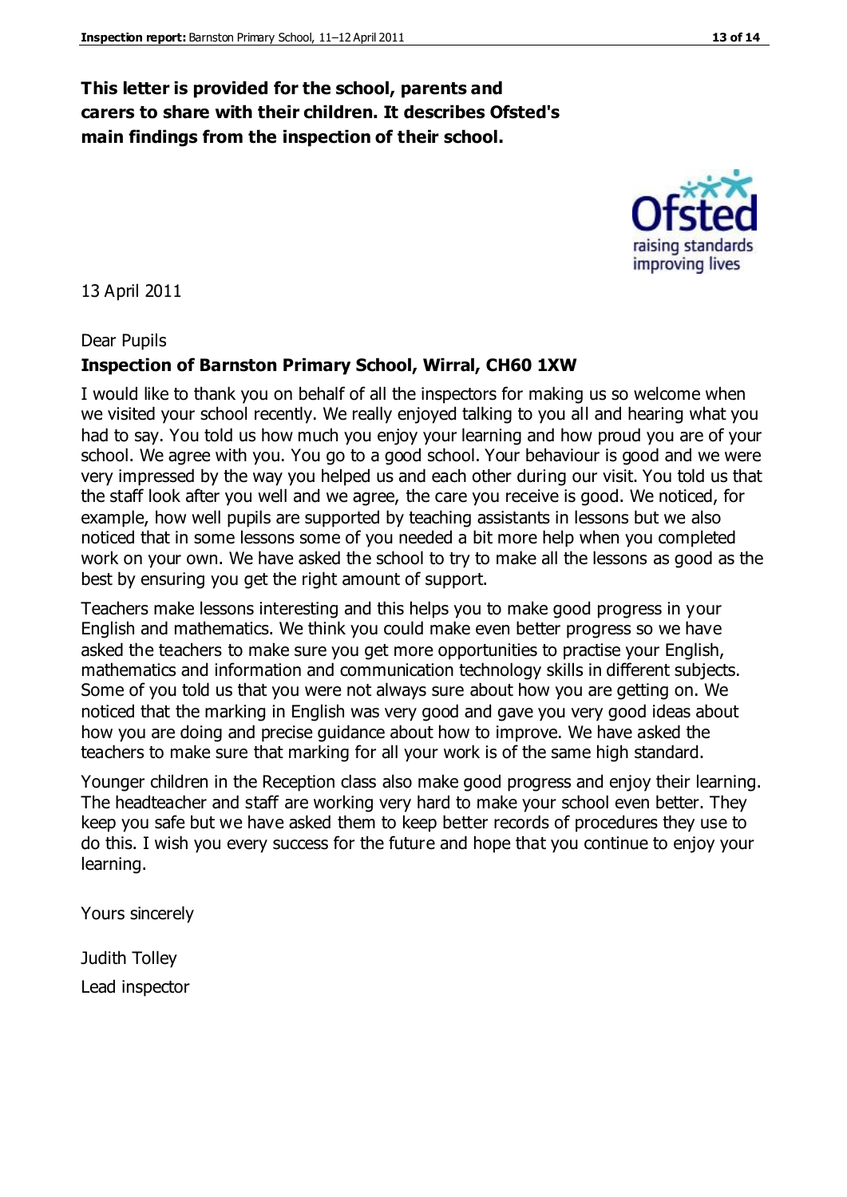**This letter is provided for the school, parents and carers to share with their children. It describes Ofsted's main findings from the inspection of their school.**

13 April 2011

Dear Pupils

**Inspection of Barnston Primary School, Wirral, CH60 1XW**

I would like to thank you on behalf of all the inspectors for making us so welcome when we visited your school recently. We really enjoyed talking to you all and hearing what you had to say. You told us how much you enjoy your learning and how proud you are of your school. We agree with you. You go to a good school. Your behaviour is good and we were very impressed by the way you helped us and each other during our visit. You told us that the staff look after you well and we agree, the care you receive is good. We noticed, for example, how well pupils are supported by teaching assistants in lessons but we also noticed that in some lessons some of you needed a bit more help when you completed work on your own. We have asked the school to try to make all the lessons as good as the best by ensuring you get the right amount of support.

Teachers make lessons interesting and this helps you to make good progress in your English and mathematics. We think you could make even better progress so we have asked the teachers to make sure you get more opportunities to practise your English, mathematics and information and communication technology skills in different subjects. Some of you told us that you were not always sure about how you are getting on. We noticed that the marking in English was very good and gave you very good ideas about how you are doing and precise guidance about how to improve. We have asked the teachers to make sure that marking for all your work is of the same high standard.

Younger children in the Reception class also make good progress and enjoy their learning. The headteacher and staff are working very hard to make your school even better. They keep you safe but we have asked them to keep better records of procedures they use to do this. I wish you every success for the future and hope that you continue to enjoy your learning.

Yours sincerely

Judith Tolley

Lead inspector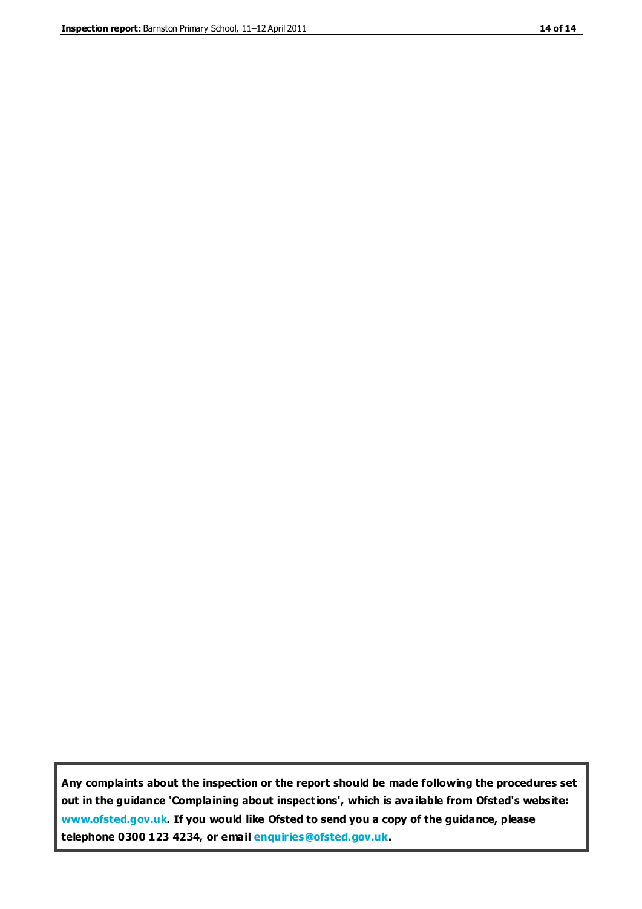**Any complaints about the inspection or the report should be made following the procedures set out in the guidance 'Complaining about inspections', which is available from Ofsted's website: www.ofsted.gov.uk. If you would like Ofsted to send you a copy of the guidance, please telephone 0300 123 4234, or email enquiries@ofsted.gov.uk.**